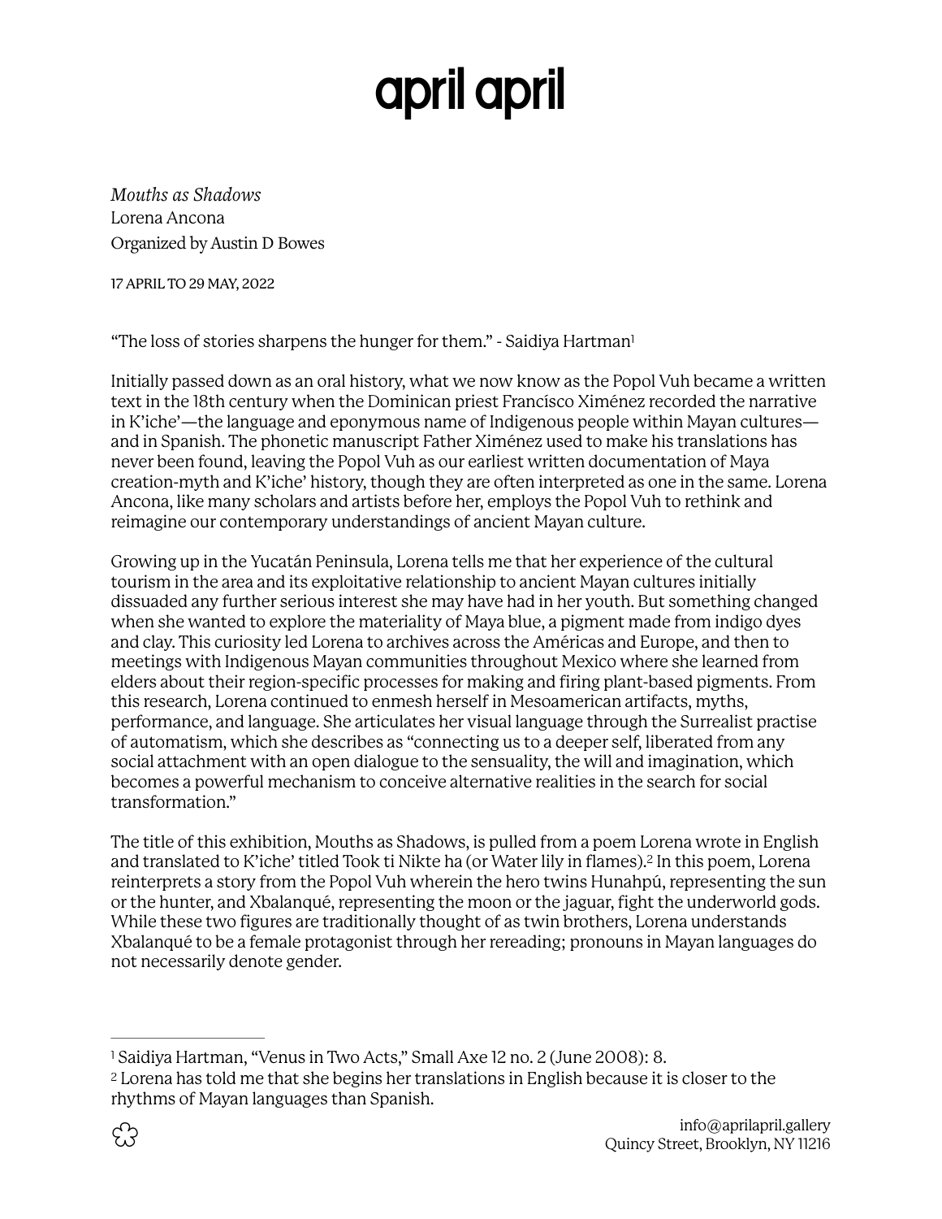# april april

*Mouths as Shadows*
Lorena Ancona
Organized by Austin D Bowes

17 APRIL TO 29 MAY, 2022

"The loss of stories sharpens the hunger for them." - Saidiya Hartman[1]

Initially passed down as an oral history, what we now know as the Popol Vuh became a written text in the 18th century when the Dominican priest Francísco Ximénez recorded the narrative in K'iche'—the language and eponymous name of Indigenous people within Mayan cultures—and in Spanish. The phonetic manuscript Father Ximénez used to make his translations has never been found, leaving the Popol Vuh as our earliest written documentation of Maya creation-myth and K'iche' history, though they are often interpreted as one in the same. Lorena Ancona, like many scholars and artists before her, employs the Popol Vuh to rethink and reimagine our contemporary understandings of ancient Mayan culture.

Growing up in the Yucatán Peninsula, Lorena tells me that her experience of the cultural tourism in the area and its exploitative relationship to ancient Mayan cultures initially dissuaded any further serious interest she may have had in her youth. But something changed when she wanted to explore the materiality of Maya blue, a pigment made from indigo dyes and clay. This curiosity led Lorena to archives across the Américas and Europe, and then to meetings with Indigenous Mayan communities throughout Mexico where she learned from elders about their region-specific processes for making and firing plant-based pigments. From this research, Lorena continued to enmesh herself in Mesoamerican artifacts, myths, performance, and language. She articulates her visual language through the Surrealist practise of automatism, which she describes as "connecting us to a deeper self, liberated from any social attachment with an open dialogue to the sensuality, the will and imagination, which becomes a powerful mechanism to conceive alternative realities in the search for social transformation."

The title of this exhibition, Mouths as Shadows, is pulled from a poem Lorena wrote in English and translated to K'iche' titled Took ti Nikte ha (or Water lily in flames).[2] In this poem, Lorena reinterprets a story from the Popol Vuh wherein the hero twins Hunahpú, representing the sun or the hunter, and Xbalanqué, representing the moon or the jaguar, fight the underworld gods. While these two figures are traditionally thought of as twin brothers, Lorena understands Xbalanqué to be a female protagonist through her rereading; pronouns in Mayan languages do not necessarily denote gender.

---

[1] Saidiya Hartman, "Venus in Two Acts," Small Axe 12 no. 2 (June 2008): 8.

[2] Lorena has told me that she begins her translations in English because it is closer to the rhythms of Mayan languages than Spanish.

info@aprilapril.gallery
Quincy Street, Brooklyn, NY 11216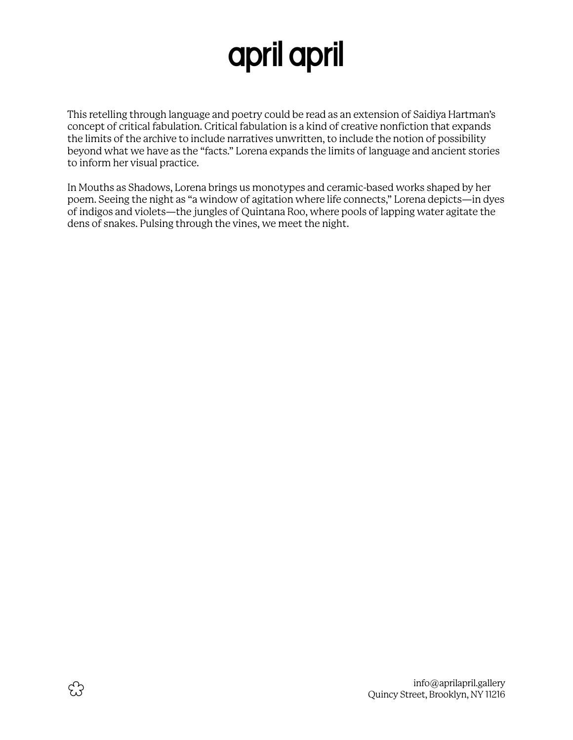This retelling through language and poetry could be read as an extension of Saidiya Hartman's concept of critical fabulation. Critical fabulation is a kind of creative nonfiction that expands the limits of the archive to include narratives unwritten, to include the notion of possibility beyond what we have as the "facts." Lorena expands the limits of language and ancient stories to inform her visual practice.

In Mouths as Shadows, Lorena brings us monotypes and ceramic-based works shaped by her poem. Seeing the night as "a window of agitation where life connects," Lorena depicts—in dyes of indigos and violets—the jungles of Quintana Roo, where pools of lapping water agitate the dens of snakes. Pulsing through the vines, we meet the night.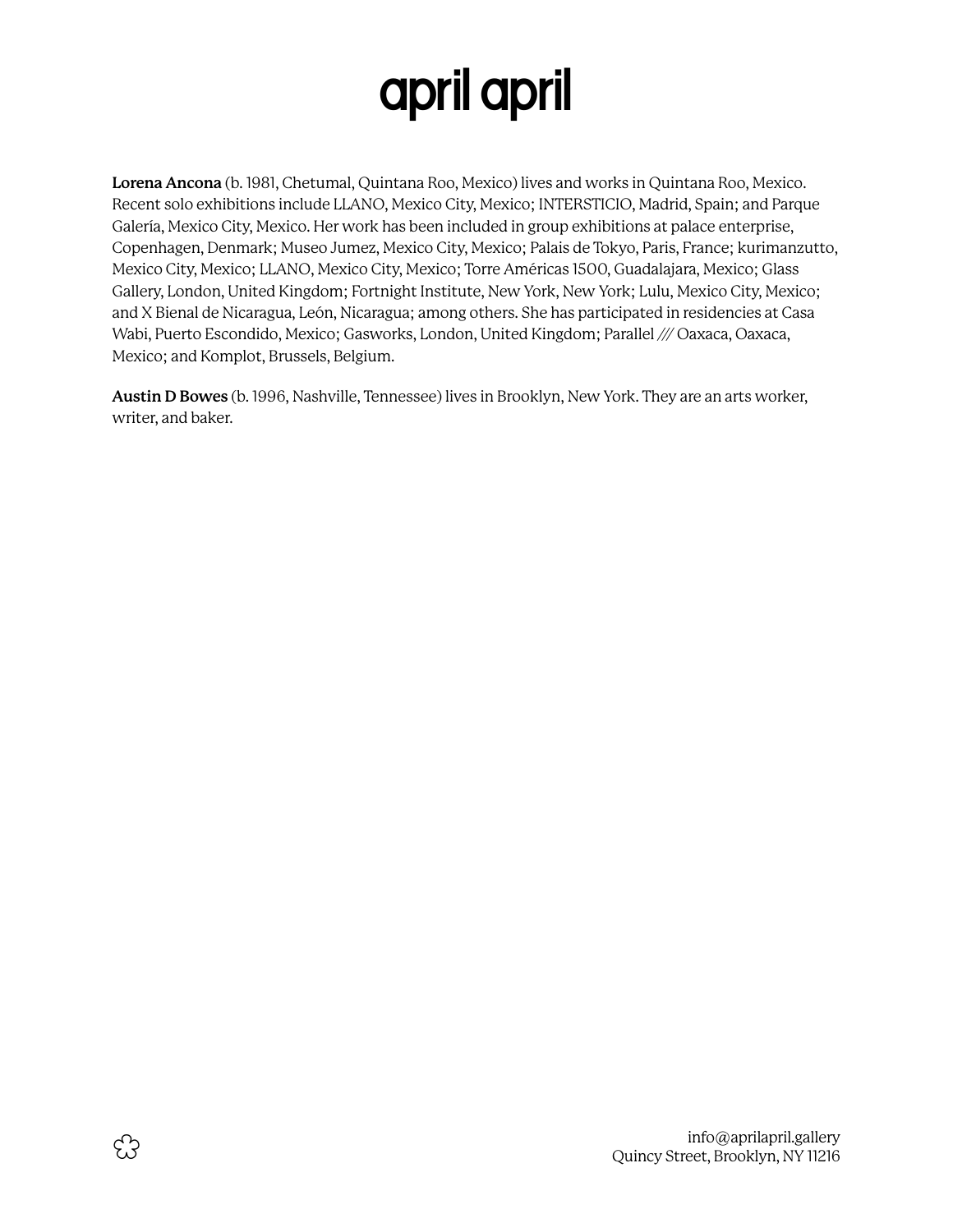**Lorena Ancona** (b. 1981, Chetumal, Quintana Roo, Mexico) lives and works in Quintana Roo, Mexico. Recent solo exhibitions include LLANO, Mexico City, Mexico; INTERSTICIO, Madrid, Spain; and Parque Galería, Mexico City, Mexico. Her work has been included in group exhibitions at palace enterprise, Copenhagen, Denmark; Museo Jumez, Mexico City, Mexico; Palais de Tokyo, Paris, France; kurimanzutto, Mexico City, Mexico; LLANO, Mexico City, Mexico; Torre Américas 1500, Guadalajara, Mexico; Glass Gallery, London, United Kingdom; Fortnight Institute, New York, New York; Lulu, Mexico City, Mexico; and X Bienal de Nicaragua, León, Nicaragua; among others. She has participated in residencies at Casa Wabi, Puerto Escondido, Mexico; Gasworks, London, United Kingdom; Parallel /// Oaxaca, Oaxaca, Mexico; and Komplot, Brussels, Belgium.

**Austin D Bowes** (b. 1996, Nashville, Tennessee) lives in Brooklyn, New York. They are an arts worker, writer, and baker.